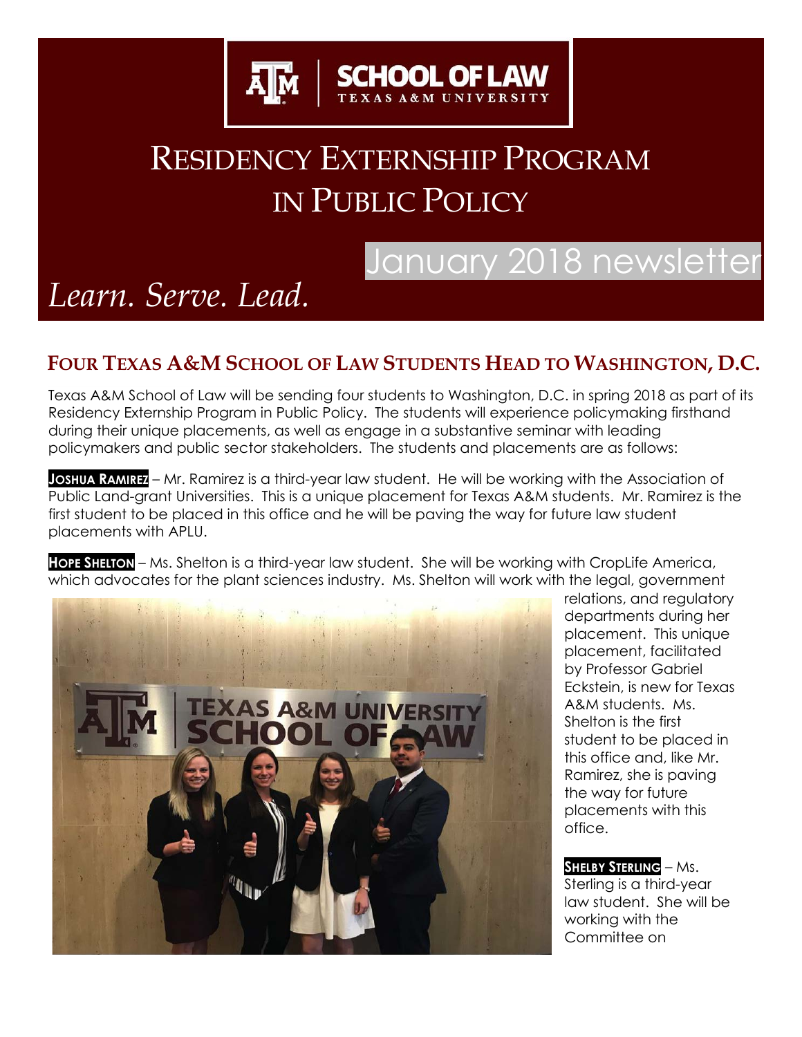SCHOOL OF LAW
TEXAS A&M UNIVERSITY

# Residency Externship Program in Public Policy

January 2018 newsletter

*Learn. Serve. Lead.*

## Four Texas A&M School of Law Students Head to Washington, D.C.

Texas A&M School of Law will be sending four students to Washington, D.C. in spring 2018 as part of its Residency Externship Program in Public Policy. The students will experience policymaking firsthand during their unique placements, as well as engage in a substantive seminar with leading policymakers and public sector stakeholders. The students and placements are as follows:

**Joshua Ramirez** – Mr. Ramirez is a third-year law student. He will be working with the Association of Public Land-grant Universities. This is a unique placement for Texas A&M students. Mr. Ramirez is the first student to be placed in this office and he will be paving the way for future law student placements with APLU.

**Hope Shelton** – Ms. Shelton is a third-year law student. She will be working with CropLife America, which advocates for the plant sciences industry. Ms. Shelton will work with the legal, government relations, and regulatory departments during her placement. This unique placement, facilitated by Professor Gabriel Eckstein, is new for Texas A&M students. Ms. Shelton is the first student to be placed in this office and, like Mr. Ramirez, she is paving the way for future placements with this office.

**Shelby Sterling** – Ms. Sterling is a third-year law student. She will be working with the Committee on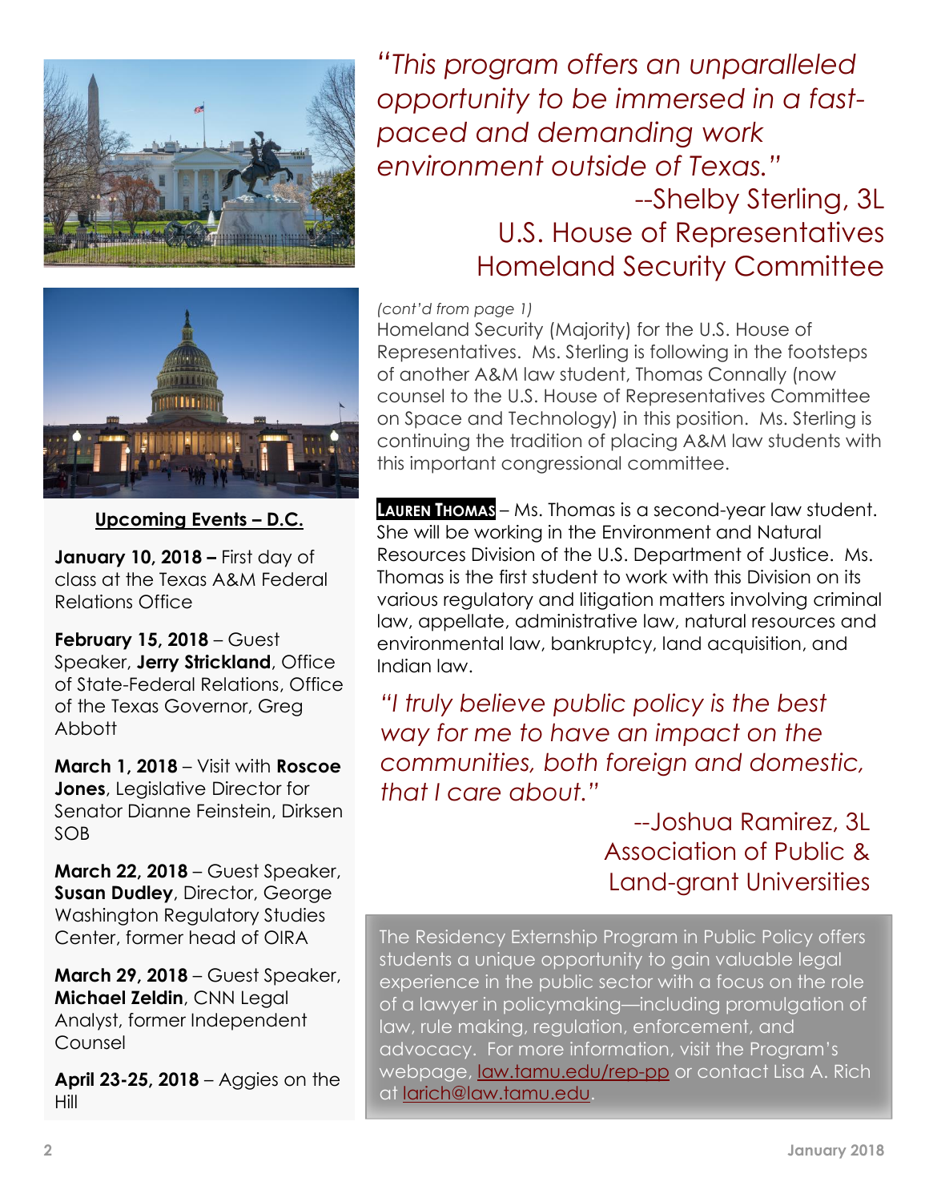*"This program offers an unparalleled opportunity to be immersed in a fast-paced and demanding work environment outside of Texas."*

--Shelby Sterling, 3L
U.S. House of Representatives
Homeland Security Committee

*(cont'd from page 1)*
Homeland Security (Majority) for the U.S. House of Representatives. Ms. Sterling is following in the footsteps of another A&M law student, Thomas Connally (now counsel to the U.S. House of Representatives Committee on Space and Technology) in this position. Ms. Sterling is continuing the tradition of placing A&M law students with this important congressional committee.

**LAUREN THOMAS** – Ms. Thomas is a second-year law student. She will be working in the Environment and Natural Resources Division of the U.S. Department of Justice. Ms. Thomas is the first student to work with this Division on its various regulatory and litigation matters involving criminal law, appellate, administrative law, natural resources and environmental law, bankruptcy, land acquisition, and Indian law.

*"I truly believe public policy is the best way for me to have an impact on the communities, both foreign and domestic, that I care about."*

--Joshua Ramirez, 3L
Association of Public & Land-grant Universities

The Residency Externship Program in Public Policy offers students a unique opportunity to gain valuable legal experience in the public sector with a focus on the role of a lawyer in policymaking—including promulgation of law, rule making, regulation, enforcement, and advocacy. For more information, visit the Program's webpage, law.tamu.edu/rep-pp or contact Lisa A. Rich at larich@law.tamu.edu.

## Upcoming Events – D.C.

**January 10, 2018 –** First day of class at the Texas A&M Federal Relations Office

**February 15, 2018** – Guest Speaker, **Jerry Strickland**, Office of State-Federal Relations, Office of the Texas Governor, Greg Abbott

**March 1, 2018** – Visit with **Roscoe Jones**, Legislative Director for Senator Dianne Feinstein, Dirksen SOB

**March 22, 2018** – Guest Speaker, **Susan Dudley**, Director, George Washington Regulatory Studies Center, former head of OIRA

**March 29, 2018** – Guest Speaker, **Michael Zeldin**, CNN Legal Analyst, former Independent Counsel

**April 23-25, 2018** – Aggies on the Hill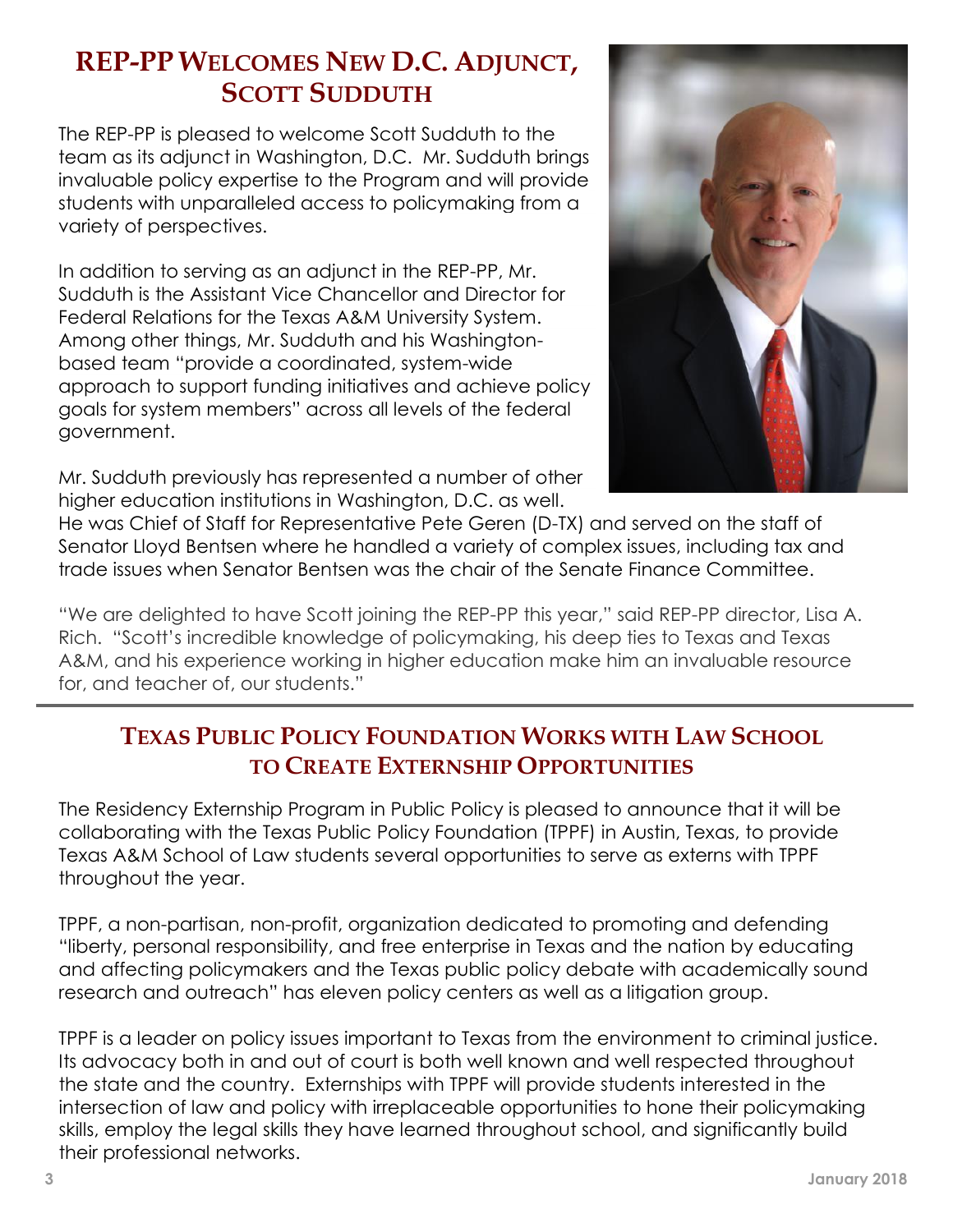## REP-PP Welcomes New D.C. Adjunct, Scott Sudduth

The REP-PP is pleased to welcome Scott Sudduth to the team as its adjunct in Washington, D.C. Mr. Sudduth brings invaluable policy expertise to the Program and will provide students with unparalleled access to policymaking from a variety of perspectives.

In addition to serving as an adjunct in the REP-PP, Mr. Sudduth is the Assistant Vice Chancellor and Director for Federal Relations for the Texas A&M University System. Among other things, Mr. Sudduth and his Washington-based team "provide a coordinated, system-wide approach to support funding initiatives and achieve policy goals for system members" across all levels of the federal government.

Mr. Sudduth previously has represented a number of other higher education institutions in Washington, D.C. as well. He was Chief of Staff for Representative Pete Geren (D-TX) and served on the staff of Senator Lloyd Bentsen where he handled a variety of complex issues, including tax and trade issues when Senator Bentsen was the chair of the Senate Finance Committee.

"We are delighted to have Scott joining the REP-PP this year," said REP-PP director, Lisa A. Rich. "Scott's incredible knowledge of policymaking, his deep ties to Texas and Texas A&M, and his experience working in higher education make him an invaluable resource for, and teacher of, our students."

## Texas Public Policy Foundation Works with Law School to Create Externship Opportunities

The Residency Externship Program in Public Policy is pleased to announce that it will be collaborating with the Texas Public Policy Foundation (TPPF) in Austin, Texas, to provide Texas A&M School of Law students several opportunities to serve as externs with TPPF throughout the year.

TPPF, a non-partisan, non-profit, organization dedicated to promoting and defending "liberty, personal responsibility, and free enterprise in Texas and the nation by educating and affecting policymakers and the Texas public policy debate with academically sound research and outreach" has eleven policy centers as well as a litigation group.

TPPF is a leader on policy issues important to Texas from the environment to criminal justice. Its advocacy both in and out of court is both well known and well respected throughout the state and the country. Externships with TPPF will provide students interested in the intersection of law and policy with irreplaceable opportunities to hone their policymaking skills, employ the legal skills they have learned throughout school, and significantly build their professional networks.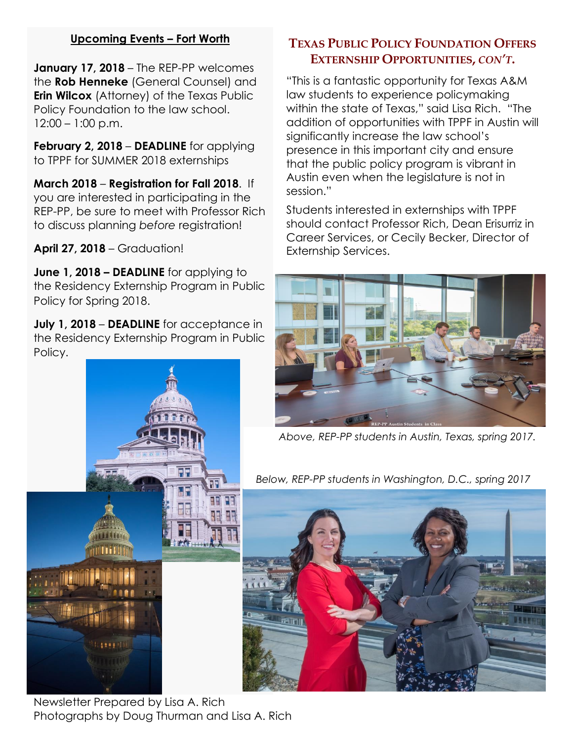## Upcoming Events – Fort Worth

**January 17, 2018** – The REP-PP welcomes the **Rob Henneke** (General Counsel) and **Erin Wilcox** (Attorney) of the Texas Public Policy Foundation to the law school. 12:00 – 1:00 p.m.

**February 2, 2018** – **DEADLINE** for applying to TPPF for SUMMER 2018 externships

**March 2018** – **Registration for Fall 2018**. If you are interested in participating in the REP-PP, be sure to meet with Professor Rich to discuss planning *before* registration!

**April 27, 2018** – Graduation!

**June 1, 2018 – DEADLINE** for applying to the Residency Externship Program in Public Policy for Spring 2018.

**July 1, 2018** – **DEADLINE** for acceptance in the Residency Externship Program in Public Policy.

## Texas Public Policy Foundation Offers Externship Opportunities, *con't.*

"This is a fantastic opportunity for Texas A&M law students to experience policymaking within the state of Texas," said Lisa Rich. "The addition of opportunities with TPPF in Austin will significantly increase the law school's presence in this important city and ensure that the public policy program is vibrant in Austin even when the legislature is not in session."

Students interested in externships with TPPF should contact Professor Rich, Dean Erisurriz in Career Services, or Cecily Becker, Director of Externship Services.

REP-PP Austin Students in Class

*Above, REP-PP students in Austin, Texas, spring 2017.*

*Below, REP-PP students in Washington, D.C., spring 2017*

Newsletter Prepared by Lisa A. Rich
Photographs by Doug Thurman and Lisa A. Rich